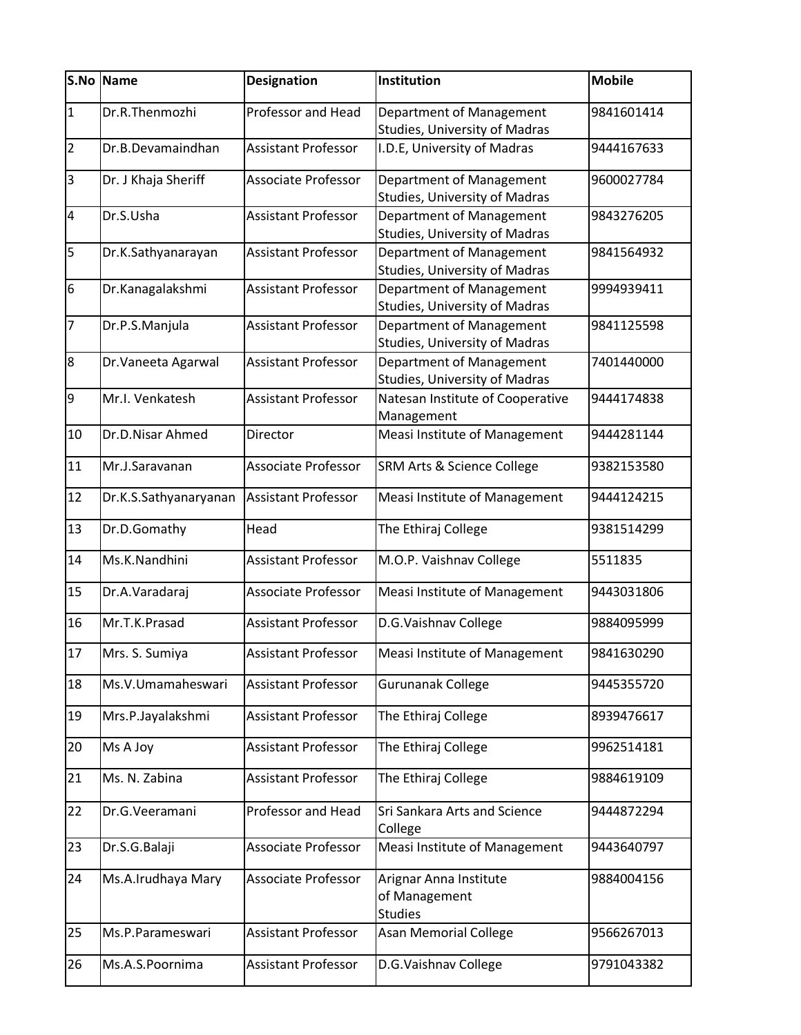| S.No | Name | Designation | Institution | Mobile |
|---|---|---|---|---|
| 1 | Dr.R.Thenmozhi | Professor and Head | Department of Management Studies, University of Madras | 9841601414 |
| 2 | Dr.B.Devamaindhan | Assistant Professor | I.D.E, University of Madras | 9444167633 |
| 3 | Dr. J Khaja Sheriff | Associate Professor | Department of Management Studies, University of Madras | 9600027784 |
| 4 | Dr.S.Usha | Assistant Professor | Department of Management Studies, University of Madras | 9843276205 |
| 5 | Dr.K.Sathyanarayan | Assistant Professor | Department of Management Studies, University of Madras | 9841564932 |
| 6 | Dr.Kanagalakshmi | Assistant Professor | Department of Management Studies, University of Madras | 9994939411 |
| 7 | Dr.P.S.Manjula | Assistant Professor | Department of Management Studies, University of Madras | 9841125598 |
| 8 | Dr.Vaneeta Agarwal | Assistant Professor | Department of Management Studies, University of Madras | 7401440000 |
| 9 | Mr.I. Venkatesh | Assistant Professor | Natesan Institute of Cooperative Management | 9444174838 |
| 10 | Dr.D.Nisar Ahmed | Director | Measi Institute of Management | 9444281144 |
| 11 | Mr.J.Saravanan | Associate Professor | SRM Arts & Science College | 9382153580 |
| 12 | Dr.K.S.Sathyanaryanan | Assistant Professor | Measi Institute of Management | 9444124215 |
| 13 | Dr.D.Gomathy | Head | The Ethiraj College | 9381514299 |
| 14 | Ms.K.Nandhini | Assistant Professor | M.O.P. Vaishnav College | 5511835 |
| 15 | Dr.A.Varadaraj | Associate Professor | Measi Institute of Management | 9443031806 |
| 16 | Mr.T.K.Prasad | Assistant Professor | D.G.Vaishnav College | 9884095999 |
| 17 | Mrs. S. Sumiya | Assistant Professor | Measi Institute of Management | 9841630290 |
| 18 | Ms.V.Umamaheswari | Assistant Professor | Gurunanak College | 9445355720 |
| 19 | Mrs.P.Jayalakshmi | Assistant Professor | The Ethiraj College | 8939476617 |
| 20 | Ms A Joy | Assistant Professor | The Ethiraj College | 9962514181 |
| 21 | Ms. N. Zabina | Assistant Professor | The Ethiraj College | 9884619109 |
| 22 | Dr.G.Veeramani | Professor and Head | Sri Sankara Arts and Science College | 9444872294 |
| 23 | Dr.S.G.Balaji | Associate Professor | Measi Institute of Management | 9443640797 |
| 24 | Ms.A.Irudhaya Mary | Associate Professor | Arignar Anna Institute of Management Studies | 9884004156 |
| 25 | Ms.P.Parameswari | Assistant Professor | Asan Memorial College | 9566267013 |
| 26 | Ms.A.S.Poornima | Assistant Professor | D.G.Vaishnav College | 9791043382 |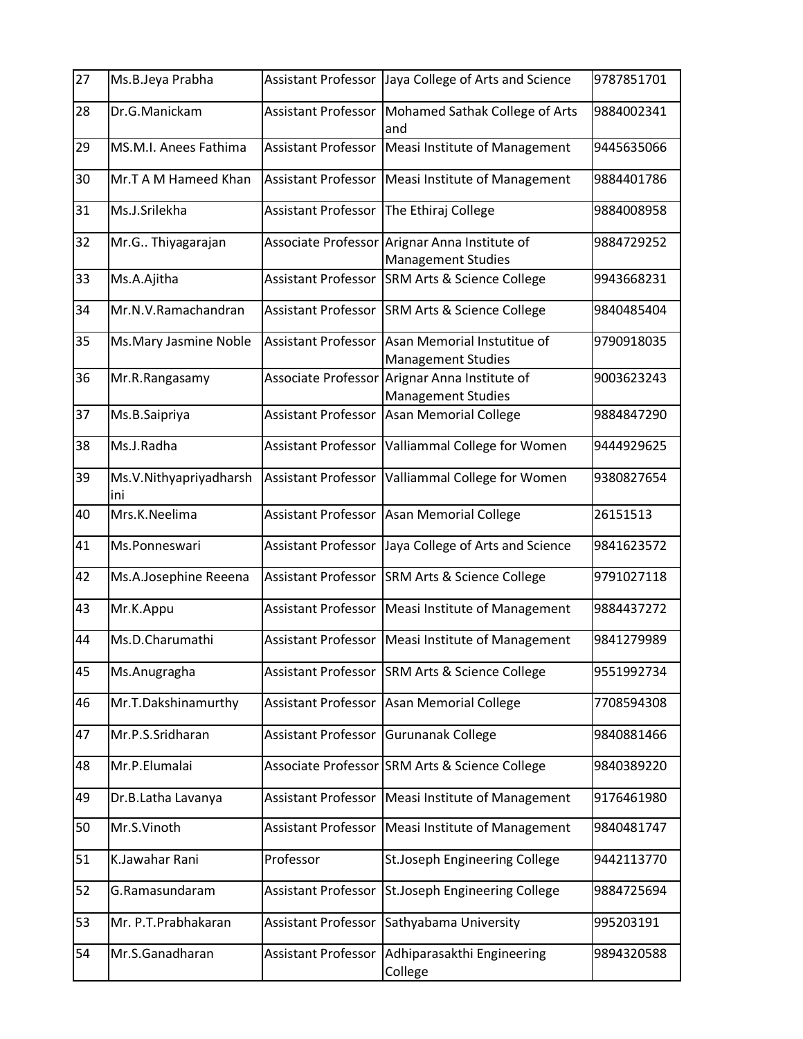| 27 | Ms.B.Jeya Prabha | Assistant Professor | Jaya College of Arts and Science | 9787851701 |
|---|---|---|---|---|
| 28 | Dr.G.Manickam | Assistant Professor | Mohamed Sathak College of Arts and | 9884002341 |
| 29 | MS.M.I. Anees Fathima | Assistant Professor | Measi Institute of Management | 9445635066 |
| 30 | Mr.T A M Hameed Khan | Assistant Professor | Measi Institute of Management | 9884401786 |
| 31 | Ms.J.Srilekha | Assistant Professor | The Ethiraj College | 9884008958 |
| 32 | Mr.G.. Thiyagarajan | Associate Professor | Arignar Anna Institute of Management Studies | 9884729252 |
| 33 | Ms.A.Ajitha | Assistant Professor | SRM Arts & Science College | 9943668231 |
| 34 | Mr.N.V.Ramachandran | Assistant Professor | SRM Arts & Science College | 9840485404 |
| 35 | Ms.Mary Jasmine Noble | Assistant Professor | Asan Memorial Instutitue of Management Studies | 9790918035 |
| 36 | Mr.R.Rangasamy | Associate Professor | Arignar Anna Institute of Management Studies | 9003623243 |
| 37 | Ms.B.Saipriya | Assistant Professor | Asan Memorial College | 9884847290 |
| 38 | Ms.J.Radha | Assistant Professor | Valliammal College for Women | 9444929625 |
| 39 | Ms.V.Nithyapriyadharshini | Assistant Professor | Valliammal College for Women | 9380827654 |
| 40 | Mrs.K.Neelima | Assistant Professor | Asan Memorial College | 26151513 |
| 41 | Ms.Ponneswari | Assistant Professor | Jaya College of Arts and Science | 9841623572 |
| 42 | Ms.A.Josephine Reeena | Assistant Professor | SRM Arts & Science College | 9791027118 |
| 43 | Mr.K.Appu | Assistant Professor | Measi Institute of Management | 9884437272 |
| 44 | Ms.D.Charumathi | Assistant Professor | Measi Institute of Management | 9841279989 |
| 45 | Ms.Anugragha | Assistant Professor | SRM Arts & Science College | 9551992734 |
| 46 | Mr.T.Dakshinamurthy | Assistant Professor | Asan Memorial College | 7708594308 |
| 47 | Mr.P.S.Sridharan | Assistant Professor | Gurunanak College | 9840881466 |
| 48 | Mr.P.Elumalai | Associate Professor | SRM Arts & Science College | 9840389220 |
| 49 | Dr.B.Latha Lavanya | Assistant Professor | Measi Institute of Management | 9176461980 |
| 50 | Mr.S.Vinoth | Assistant Professor | Measi Institute of Management | 9840481747 |
| 51 | K.Jawahar Rani | Professor | St.Joseph Engineering College | 9442113770 |
| 52 | G.Ramasundaram | Assistant Professor | St.Joseph Engineering College | 9884725694 |
| 53 | Mr. P.T.Prabhakaran | Assistant Professor | Sathyabama University | 995203191 |
| 54 | Mr.S.Ganadharan | Assistant Professor | Adhiparasakthi Engineering College | 9894320588 |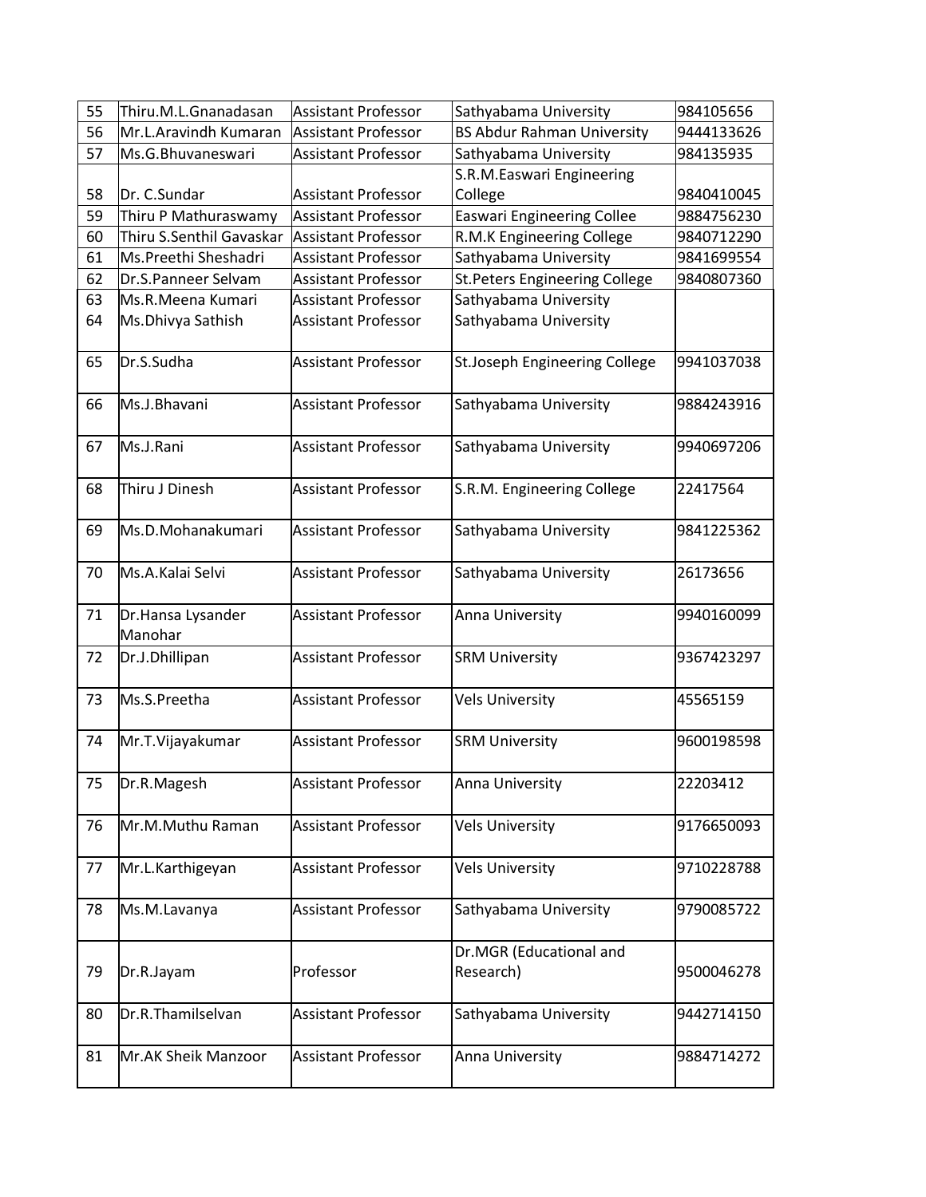| 55 | Thiru.M.L.Gnanadasan | Assistant Professor | Sathyabama University | 984105656 |
|---|---|---|---|---|
| 56 | Mr.L.Aravindh Kumaran | Assistant Professor | BS Abdur Rahman University | 9444133626 |
| 57 | Ms.G.Bhuvaneswari | Assistant Professor | Sathyabama University | 984135935 |
| 58 | Dr. C.Sundar | Assistant Professor | S.R.M.Easwari Engineering College | 9840410045 |
| 59 | Thiru P Mathuraswamy | Assistant Professor | Easwari Engineering Collee | 9884756230 |
| 60 | Thiru S.Senthil Gavaskar | Assistant Professor | R.M.K Engineering College | 9840712290 |
| 61 | Ms.Preethi Sheshadri | Assistant Professor | Sathyabama University | 9841699554 |
| 62 | Dr.S.Panneer Selvam | Assistant Professor | St.Peters Engineering College | 9840807360 |
| 63 | Ms.R.Meena Kumari | Assistant Professor | Sathyabama University | |
| 64 | Ms.Dhivya Sathish | Assistant Professor | Sathyabama University | |
| 65 | Dr.S.Sudha | Assistant Professor | St.Joseph Engineering College | 9941037038 |
| 66 | Ms.J.Bhavani | Assistant Professor | Sathyabama University | 9884243916 |
| 67 | Ms.J.Rani | Assistant Professor | Sathyabama University | 9940697206 |
| 68 | Thiru J Dinesh | Assistant Professor | S.R.M. Engineering College | 22417564 |
| 69 | Ms.D.Mohanakumari | Assistant Professor | Sathyabama University | 9841225362 |
| 70 | Ms.A.Kalai Selvi | Assistant Professor | Sathyabama University | 26173656 |
| 71 | Dr.Hansa Lysander Manohar | Assistant Professor | Anna University | 9940160099 |
| 72 | Dr.J.Dhillipan | Assistant Professor | SRM University | 9367423297 |
| 73 | Ms.S.Preetha | Assistant Professor | Vels University | 45565159 |
| 74 | Mr.T.Vijayakumar | Assistant Professor | SRM University | 9600198598 |
| 75 | Dr.R.Magesh | Assistant Professor | Anna University | 22203412 |
| 76 | Mr.M.Muthu Raman | Assistant Professor | Vels University | 9176650093 |
| 77 | Mr.L.Karthigeyan | Assistant Professor | Vels University | 9710228788 |
| 78 | Ms.M.Lavanya | Assistant Professor | Sathyabama University | 9790085722 |
| 79 | Dr.R.Jayam | Professor | Dr.MGR (Educational and Research) | 9500046278 |
| 80 | Dr.R.Thamilselvan | Assistant Professor | Sathyabama University | 9442714150 |
| 81 | Mr.AK Sheik Manzoor | Assistant Professor | Anna University | 9884714272 |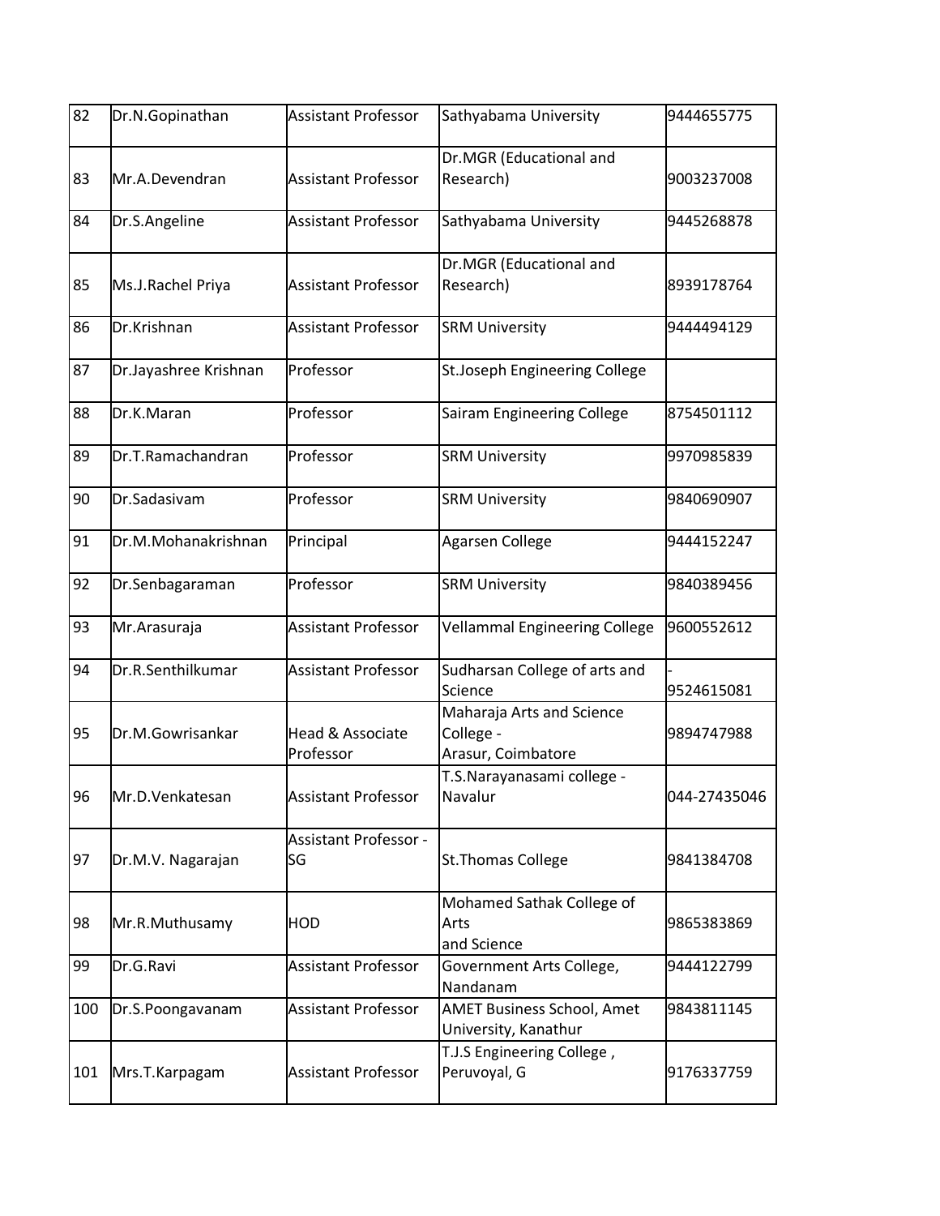| 82 | Dr.N.Gopinathan | Assistant Professor | Sathyabama University | 9444655775 |
|---|---|---|---|---|
| 83 | Mr.A.Devendran | Assistant Professor | Dr.MGR (Educational and Research) | 9003237008 |
| 84 | Dr.S.Angeline | Assistant Professor | Sathyabama University | 9445268878 |
| 85 | Ms.J.Rachel Priya | Assistant Professor | Dr.MGR (Educational and Research) | 8939178764 |
| 86 | Dr.Krishnan | Assistant Professor | SRM University | 9444494129 |
| 87 | Dr.Jayashree Krishnan | Professor | St.Joseph Engineering College | |
| 88 | Dr.K.Maran | Professor | Sairam Engineering College | 8754501112 |
| 89 | Dr.T.Ramachandran | Professor | SRM University | 9970985839 |
| 90 | Dr.Sadasivam | Professor | SRM University | 9840690907 |
| 91 | Dr.M.Mohanakrishnan | Principal | Agarsen College | 9444152247 |
| 92 | Dr.Senbagaraman | Professor | SRM University | 9840389456 |
| 93 | Mr.Arasuraja | Assistant Professor | Vellammal Engineering College | 9600552612 |
| 94 | Dr.R.Senthilkumar | Assistant Professor | Sudharsan College of arts and Science | - 9524615081 |
| 95 | Dr.M.Gowrisankar | Head & Associate Professor | Maharaja Arts and Science College - Arasur, Coimbatore | 9894747988 |
| 96 | Mr.D.Venkatesan | Assistant Professor | T.S.Narayanasami college - Navalur | 044-27435046 |
| 97 | Dr.M.V. Nagarajan | Assistant Professor - SG | St.Thomas College | 9841384708 |
| 98 | Mr.R.Muthusamy | HOD | Mohamed Sathak College of Arts and Science | 9865383869 |
| 99 | Dr.G.Ravi | Assistant Professor | Government Arts College, Nandanam | 9444122799 |
| 100 | Dr.S.Poongavanam | Assistant Professor | AMET Business School, Amet University, Kanathur | 9843811145 |
| 101 | Mrs.T.Karpagam | Assistant Professor | T.J.S Engineering College , Peruvoyal, G | 9176337759 |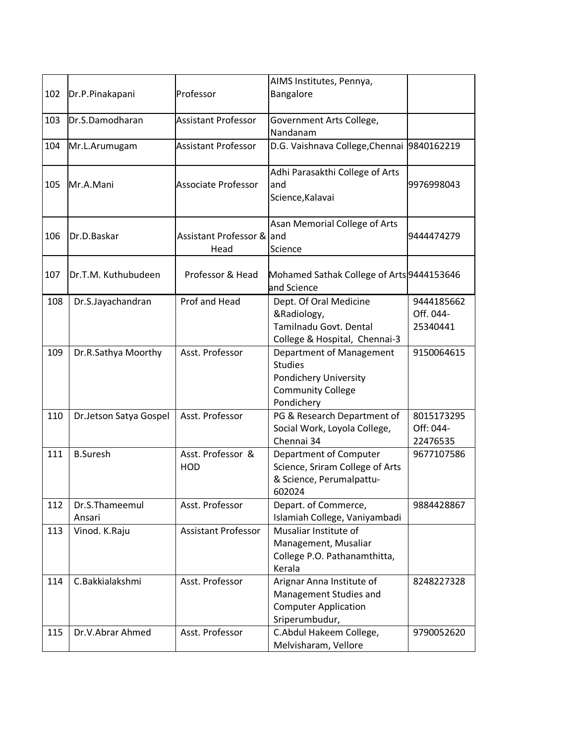| | | | | |
|---|---|---|---|---|
| 102 | Dr.P.Pinakapani | Professor | AIMS Institutes, Pennya, Bangalore | |
| 103 | Dr.S.Damodharan | Assistant Professor | Government Arts College, Nandanam | |
| 104 | Mr.L.Arumugam | Assistant Professor | D.G. Vaishnava College,Chennai | 9840162219 |
| 105 | Mr.A.Mani | Associate Professor | Adhi Parasakthi College of Arts and Science,Kalavai | 9976998043 |
| 106 | Dr.D.Baskar | Assistant Professor & Head | Asan Memorial College of Arts and Science | 9444474279 |
| 107 | Dr.T.M. Kuthubudeen | Professor & Head | Mohamed Sathak College of Arts and Science | 9444153646 |
| 108 | Dr.S.Jayachandran | Prof and Head | Dept. Of Oral Medicine &Radiology, Tamilnadu Govt. Dental College & Hospital, Chennai-3 | 9444185662 Off. 044-25340441 |
| 109 | Dr.R.Sathya Moorthy | Asst. Professor | Department of Management Studies Pondichery University Community College Pondichery | 9150064615 |
| 110 | Dr.Jetson Satya Gospel | Asst. Professor | PG & Research Department of Social Work, Loyola College, Chennai 34 | 8015173295 Off: 044-22476535 |
| 111 | B.Suresh | Asst. Professor & HOD | Department of Computer Science, Sriram College of Arts & Science, Perumalpattu-602024 | 9677107586 |
| 112 | Dr.S.Thameemul Ansari | Asst. Professor | Depart. of Commerce, Islamiah College, Vaniyambadi | 9884428867 |
| 113 | Vinod. K.Raju | Assistant Professor | Musaliar Institute of Management, Musaliar College P.O. Pathanamthitta, Kerala | |
| 114 | C.Bakkialakshmi | Asst. Professor | Arignar Anna Institute of Management Studies and Computer Application Sriperumbudur, | 8248227328 |
| 115 | Dr.V.Abrar Ahmed | Asst. Professor | C.Abdul Hakeem College, Melvisharam, Vellore | 9790052620 |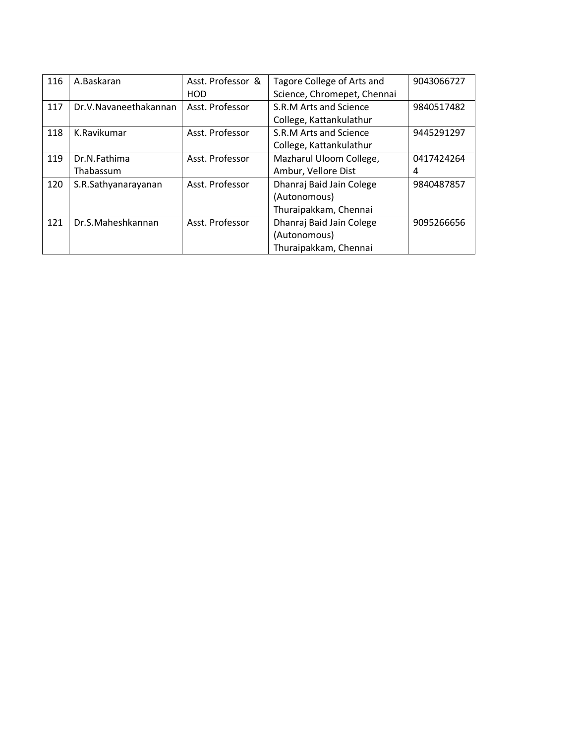| | | | | |
|---|---|---|---|---|
| 116 | A.Baskaran | Asst. Professor & HOD | Tagore College of Arts and Science, Chromepet, Chennai | 9043066727 |
| 117 | Dr.V.Navaneethakannan | Asst. Professor | S.R.M Arts and Science College, Kattankulathur | 9840517482 |
| 118 | K.Ravikumar | Asst. Professor | S.R.M Arts and Science College, Kattankulathur | 9445291297 |
| 119 | Dr.N.Fathima Thabassum | Asst. Professor | Mazharul Uloom College, Ambur, Vellore Dist | 04174242644 |
| 120 | S.R.Sathyanarayanan | Asst. Professor | Dhanraj Baid Jain Colege (Autonomous) Thuraipakkam, Chennai | 9840487857 |
| 121 | Dr.S.Maheshkannan | Asst. Professor | Dhanraj Baid Jain Colege (Autonomous) Thuraipakkam, Chennai | 9095266656 |